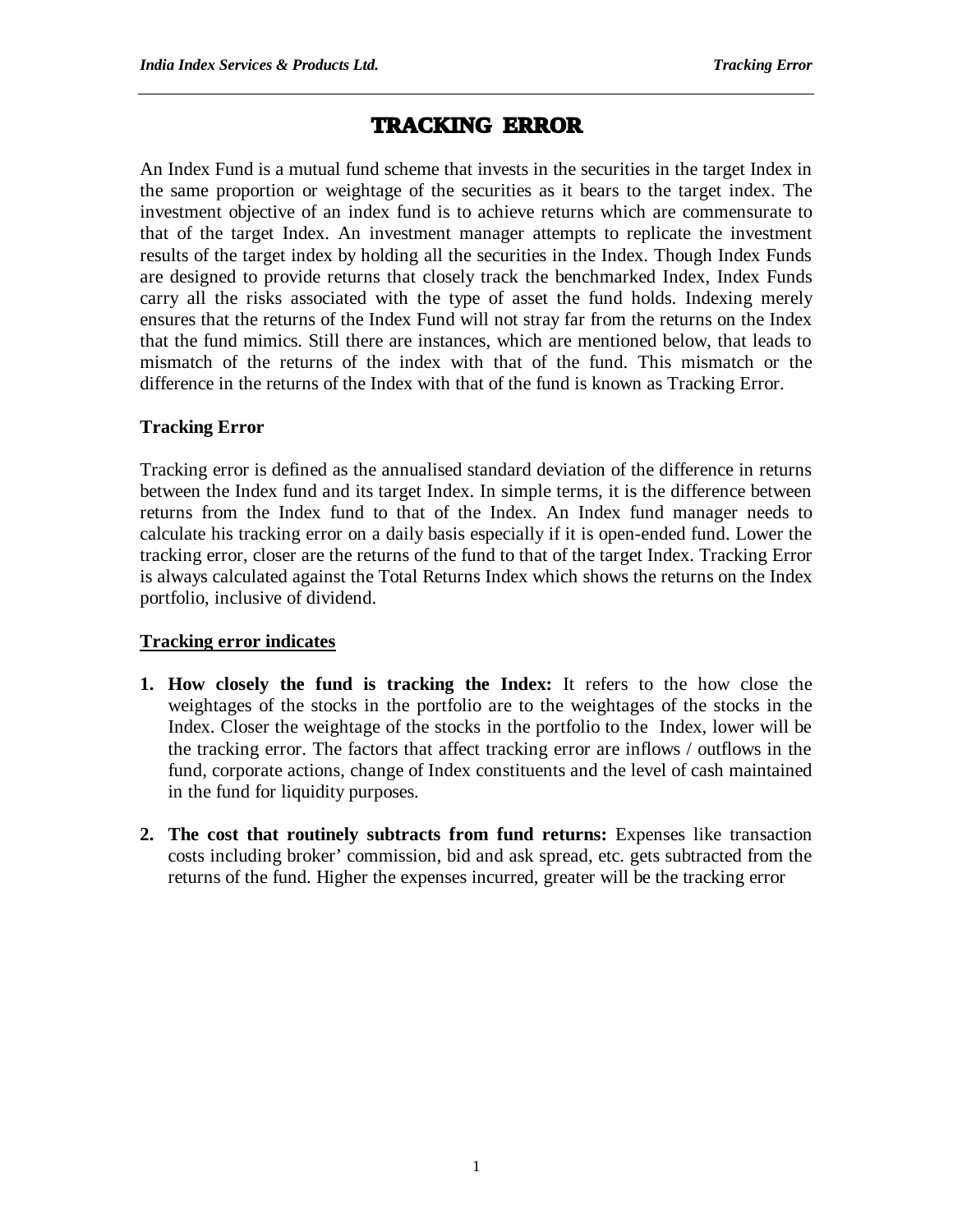# TRACKING ERROR

An Index Fund is a mutual fund scheme that invests in the securities in the target Index in the same proportion or weightage of the securities as it bears to the target index. The investment objective of an index fund is to achieve returns which are commensurate to that of the target Index. An investment manager attempts to replicate the investment results of the target index by holding all the securities in the Index. Though Index Funds are designed to provide returns that closely track the benchmarked Index, Index Funds carry all the risks associated with the type of asset the fund holds. Indexing merely ensures that the returns of the Index Fund will not stray far from the returns on the Index that the fund mimics. Still there are instances, which are mentioned below, that leads to mismatch of the returns of the index with that of the fund. This mismatch or the difference in the returns of the Index with that of the fund is known as Tracking Error.

### Tracking Error

Tracking error is defined as the annualised standard deviation of the difference in returns between the Index fund and its target Index. In simple terms, it is the difference between returns from the Index fund to that of the Index. An Index fund manager needs to calculate his tracking error on a daily basis especially if it is open-ended fund. Lower the tracking error, closer are the returns of the fund to that of the target Index. Tracking Error is always calculated against the Total Returns Index which shows the returns on the Index portfolio, inclusive of dividend.

### Tracking error indicates

1. **How closely the fund is tracking the Index:** It refers to the how close the weightages of the stocks in the portfolio are to the weightages of the stocks in the Index. Closer the weightage of the stocks in the portfolio to the Index, lower will be the tracking error. The factors that affect tracking error are inflows / outflows in the fund, corporate actions, change of Index constituents and the level of cash maintained in the fund for liquidity purposes.

2. **The cost that routinely subtracts from fund returns:** Expenses like transaction costs including broker' commission, bid and ask spread, etc. gets subtracted from the returns of the fund. Higher the expenses incurred, greater will be the tracking error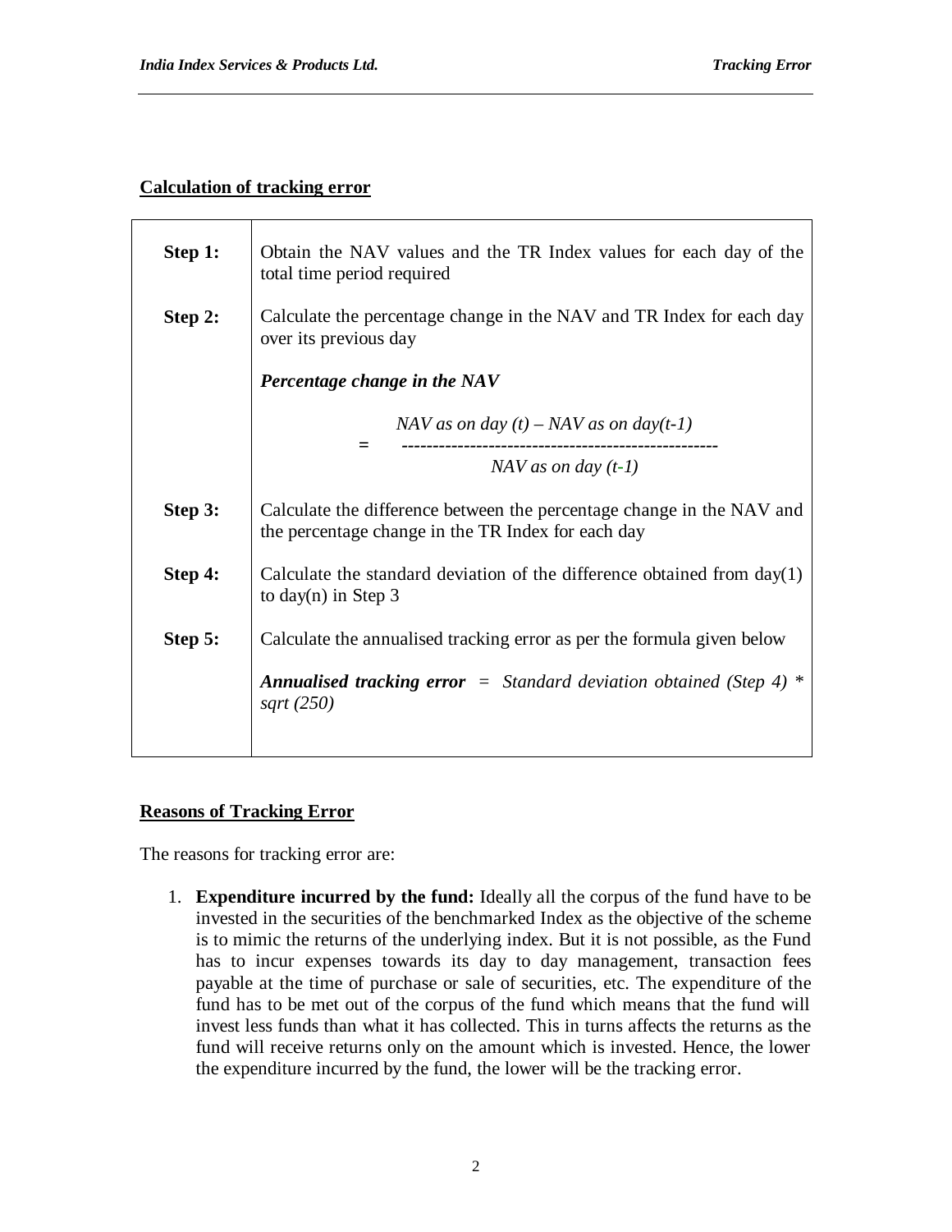## Calculation of tracking error

| | |
|---|---|
| **Step 1:** | Obtain the NAV values and the TR Index values for each day of the total time period required |
| **Step 2:** | Calculate the percentage change in the NAV and TR Index for each day over its previous day<br><br>***Percentage change in the NAV***<br><br>$$= \frac{\text{NAV as on day } (t) - \text{NAV as on day}(t-1)}{\text{NAV as on day } (t-1)}$$ |
| **Step 3:** | Calculate the difference between the percentage change in the NAV and the percentage change in the TR Index for each day |
| **Step 4:** | Calculate the standard deviation of the difference obtained from day(1) to day(n) in Step 3 |
| **Step 5:** | Calculate the annualised tracking error as per the formula given below<br><br>***Annualised tracking error*** = *Standard deviation obtained (Step 4) \* sqrt (250)* |

## Reasons of Tracking Error

The reasons for tracking error are:

1. **Expenditure incurred by the fund:** Ideally all the corpus of the fund have to be invested in the securities of the benchmarked Index as the objective of the scheme is to mimic the returns of the underlying index. But it is not possible, as the Fund has to incur expenses towards its day to day management, transaction fees payable at the time of purchase or sale of securities, etc. The expenditure of the fund has to be met out of the corpus of the fund which means that the fund will invest less funds than what it has collected. This in turns affects the returns as the fund will receive returns only on the amount which is invested. Hence, the lower the expenditure incurred by the fund, the lower will be the tracking error.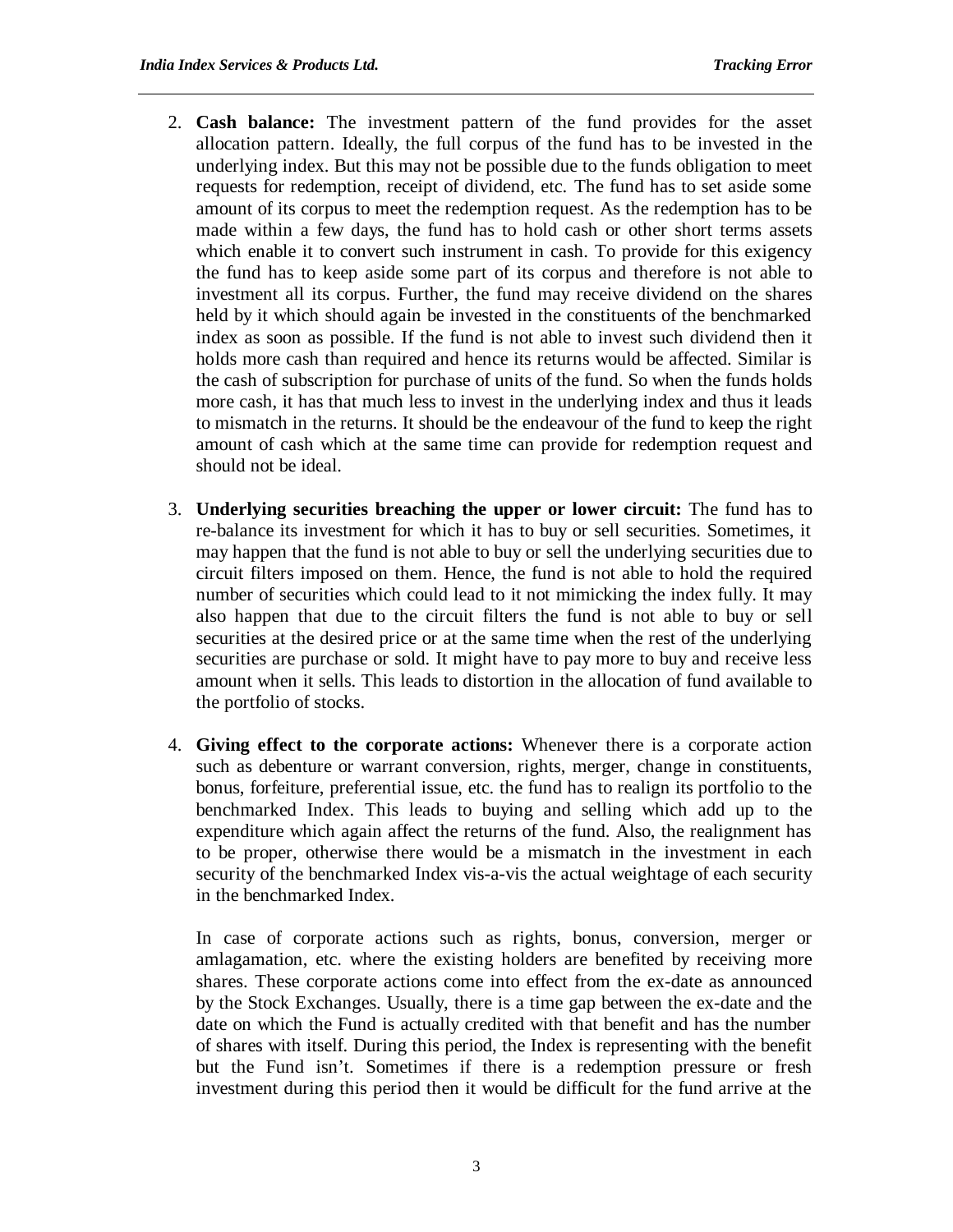2. **Cash balance:** The investment pattern of the fund provides for the asset allocation pattern. Ideally, the full corpus of the fund has to be invested in the underlying index. But this may not be possible due to the funds obligation to meet requests for redemption, receipt of dividend, etc. The fund has to set aside some amount of its corpus to meet the redemption request. As the redemption has to be made within a few days, the fund has to hold cash or other short terms assets which enable it to convert such instrument in cash. To provide for this exigency the fund has to keep aside some part of its corpus and therefore is not able to investment all its corpus. Further, the fund may receive dividend on the shares held by it which should again be invested in the constituents of the benchmarked index as soon as possible. If the fund is not able to invest such dividend then it holds more cash than required and hence its returns would be affected. Similar is the cash of subscription for purchase of units of the fund. So when the funds holds more cash, it has that much less to invest in the underlying index and thus it leads to mismatch in the returns. It should be the endeavour of the fund to keep the right amount of cash which at the same time can provide for redemption request and should not be ideal.

3. **Underlying securities breaching the upper or lower circuit:** The fund has to re-balance its investment for which it has to buy or sell securities. Sometimes, it may happen that the fund is not able to buy or sell the underlying securities due to circuit filters imposed on them. Hence, the fund is not able to hold the required number of securities which could lead to it not mimicking the index fully. It may also happen that due to the circuit filters the fund is not able to buy or sell securities at the desired price or at the same time when the rest of the underlying securities are purchase or sold. It might have to pay more to buy and receive less amount when it sells. This leads to distortion in the allocation of fund available to the portfolio of stocks.

4. **Giving effect to the corporate actions:** Whenever there is a corporate action such as debenture or warrant conversion, rights, merger, change in constituents, bonus, forfeiture, preferential issue, etc. the fund has to realign its portfolio to the benchmarked Index. This leads to buying and selling which add up to the expenditure which again affect the returns of the fund. Also, the realignment has to be proper, otherwise there would be a mismatch in the investment in each security of the benchmarked Index vis-a-vis the actual weightage of each security in the benchmarked Index.

   In case of corporate actions such as rights, bonus, conversion, merger or amlagamation, etc. where the existing holders are benefited by receiving more shares. These corporate actions come into effect from the ex-date as announced by the Stock Exchanges. Usually, there is a time gap between the ex-date and the date on which the Fund is actually credited with that benefit and has the number of shares with itself. During this period, the Index is representing with the benefit but the Fund isn't. Sometimes if there is a redemption pressure or fresh investment during this period then it would be difficult for the fund arrive at the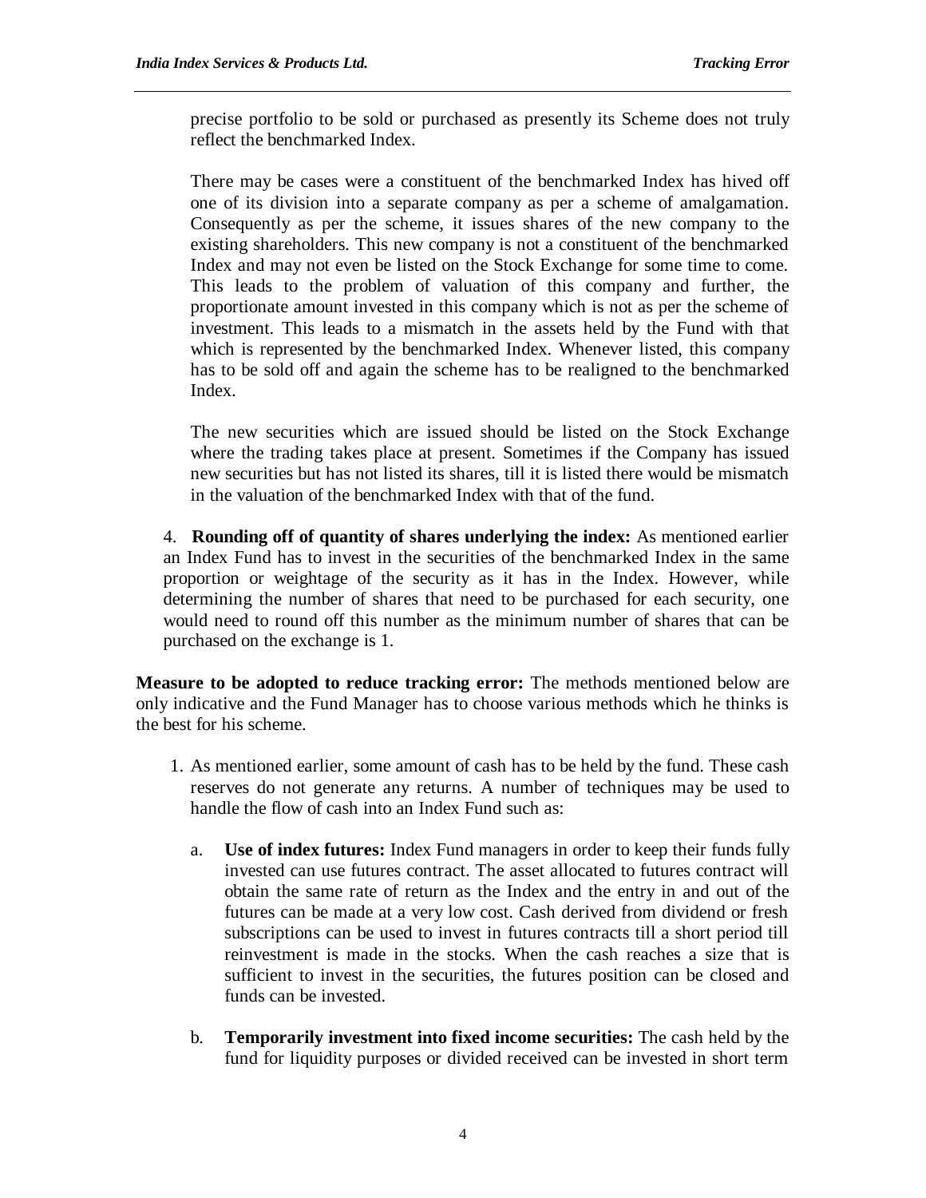precise portfolio to be sold or purchased as presently its Scheme does not truly reflect the benchmarked Index.

There may be cases were a constituent of the benchmarked Index has hived off one of its division into a separate company as per a scheme of amalgamation. Consequently as per the scheme, it issues shares of the new company to the existing shareholders. This new company is not a constituent of the benchmarked Index and may not even be listed on the Stock Exchange for some time to come. This leads to the problem of valuation of this company and further, the proportionate amount invested in this company which is not as per the scheme of investment. This leads to a mismatch in the assets held by the Fund with that which is represented by the benchmarked Index. Whenever listed, this company has to be sold off and again the scheme has to be realigned to the benchmarked Index.

The new securities which are issued should be listed on the Stock Exchange where the trading takes place at present. Sometimes if the Company has issued new securities but has not listed its shares, till it is listed there would be mismatch in the valuation of the benchmarked Index with that of the fund.

4. **Rounding off of quantity of shares underlying the index:** As mentioned earlier an Index Fund has to invest in the securities of the benchmarked Index in the same proportion or weightage of the security as it has in the Index. However, while determining the number of shares that need to be purchased for each security, one would need to round off this number as the minimum number of shares that can be purchased on the exchange is 1.

**Measure to be adopted to reduce tracking error:** The methods mentioned below are only indicative and the Fund Manager has to choose various methods which he thinks is the best for his scheme.

1. As mentioned earlier, some amount of cash has to be held by the fund. These cash reserves do not generate any returns. A number of techniques may be used to handle the flow of cash into an Index Fund such as:

   a. **Use of index futures:** Index Fund managers in order to keep their funds fully invested can use futures contract. The asset allocated to futures contract will obtain the same rate of return as the Index and the entry in and out of the futures can be made at a very low cost. Cash derived from dividend or fresh subscriptions can be used to invest in futures contracts till a short period till reinvestment is made in the stocks. When the cash reaches a size that is sufficient to invest in the securities, the futures position can be closed and funds can be invested.

   b. **Temporarily investment into fixed income securities:** The cash held by the fund for liquidity purposes or divided received can be invested in short term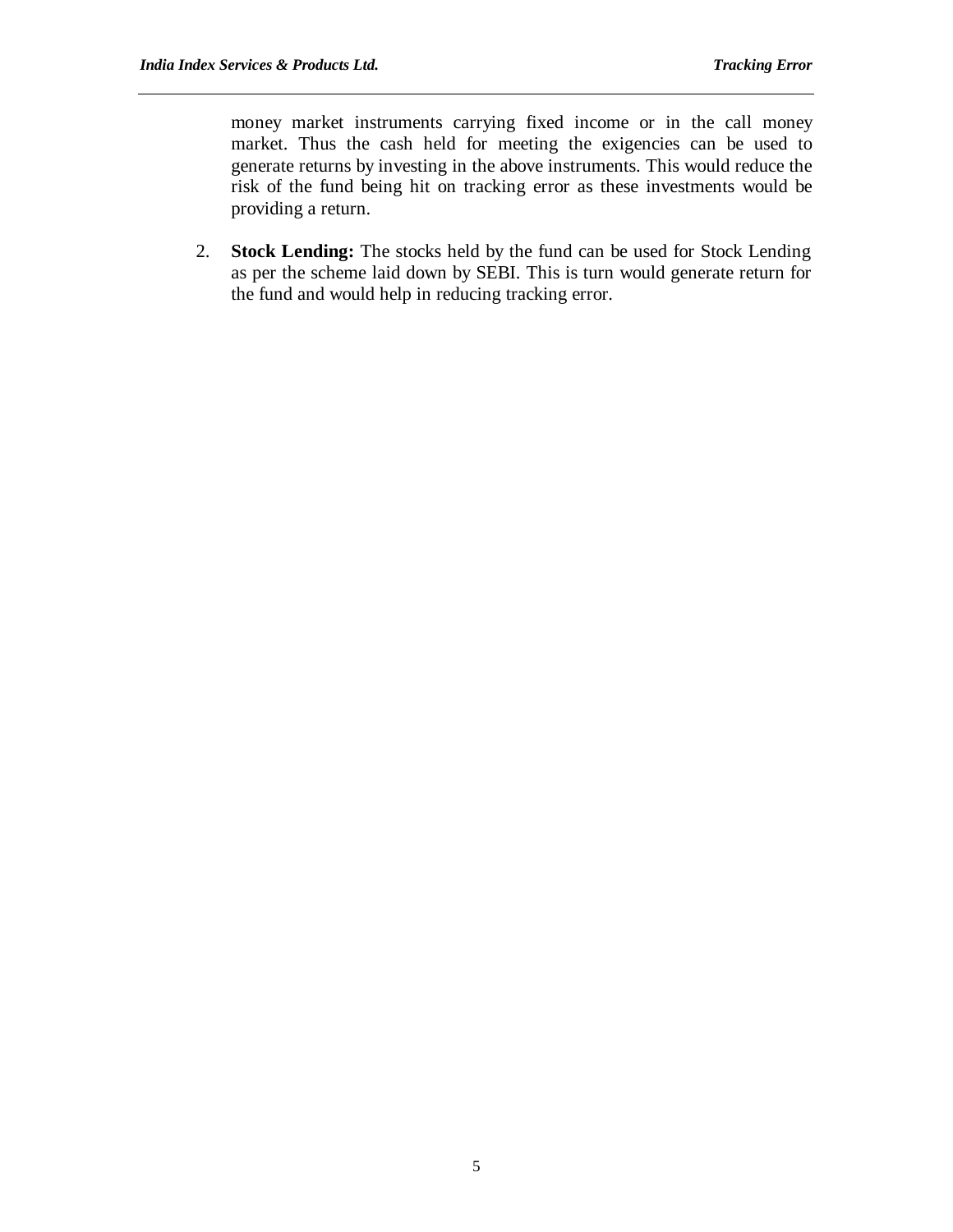money market instruments carrying fixed income or in the call money market. Thus the cash held for meeting the exigencies can be used to generate returns by investing in the above instruments. This would reduce the risk of the fund being hit on tracking error as these investments would be providing a return.

2. **Stock Lending:** The stocks held by the fund can be used for Stock Lending as per the scheme laid down by SEBI. This is turn would generate return for the fund and would help in reducing tracking error.